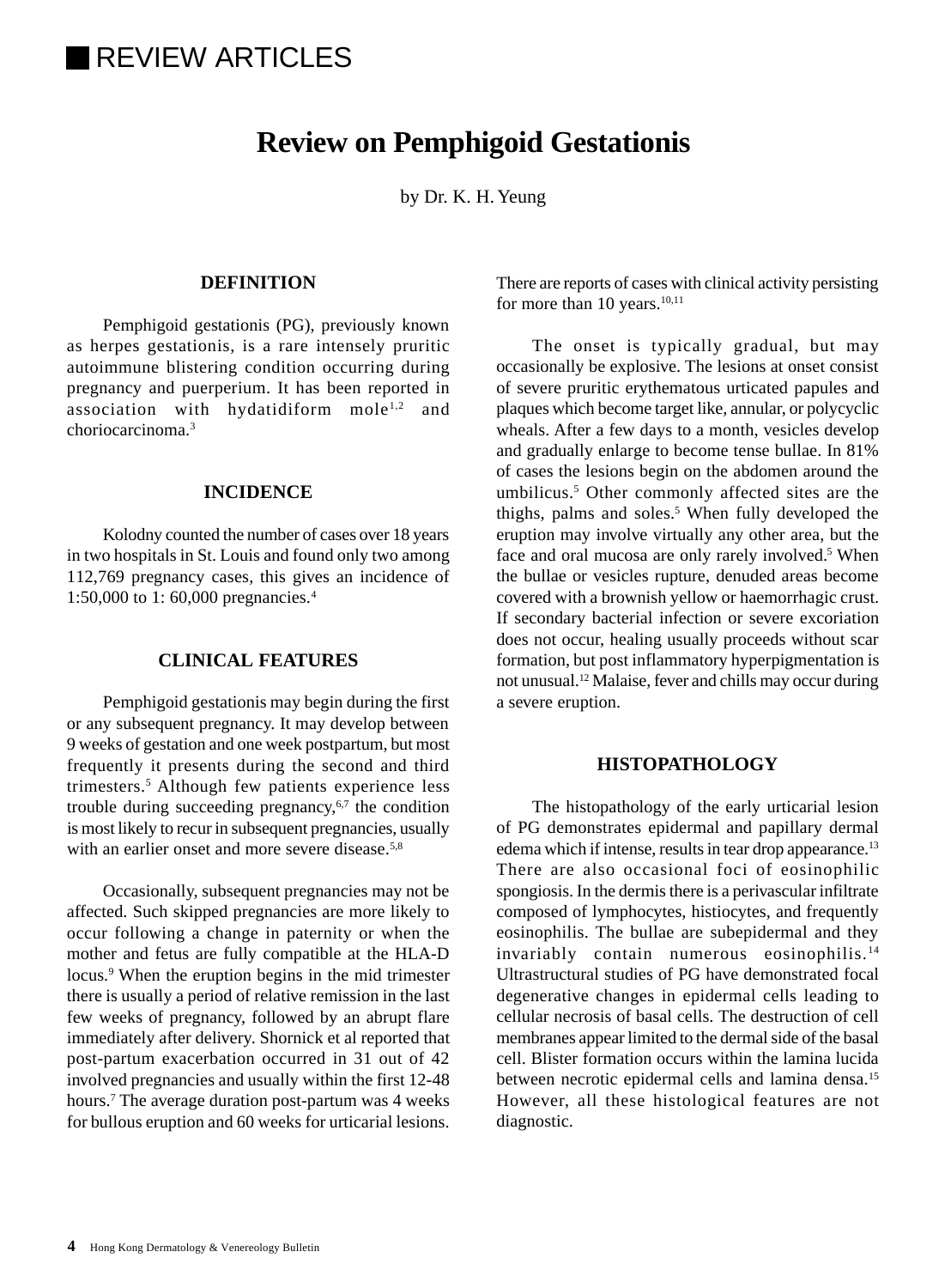# REVIEW ARTICLES

## Review on Pemphigoid Gestationis

by Dr. K. H. Yeung

### DEFINITION

Pemphigoid gestationis (PG), previously known as herpes gestationis, is a rare intensely pruritic autoimmune blistering condition occurring during pregnancy and puerperium. It has been reported in association with hydatidiform mole[1,2] and choriocarcinoma.[3]

### INCIDENCE

Kolodny counted the number of cases over 18 years in two hospitals in St. Louis and found only two among 112,769 pregnancy cases, this gives an incidence of 1:50,000 to 1: 60,000 pregnancies.[4]

### CLINICAL FEATURES

Pemphigoid gestationis may begin during the first or any subsequent pregnancy. It may develop between 9 weeks of gestation and one week postpartum, but most frequently it presents during the second and third trimesters.[5] Although few patients experience less trouble during succeeding pregnancy,[6,7] the condition is most likely to recur in subsequent pregnancies, usually with an earlier onset and more severe disease.[5,8]

Occasionally, subsequent pregnancies may not be affected. Such skipped pregnancies are more likely to occur following a change in paternity or when the mother and fetus are fully compatible at the HLA-D locus.[9] When the eruption begins in the mid trimester there is usually a period of relative remission in the last few weeks of pregnancy, followed by an abrupt flare immediately after delivery. Shornick et al reported that post-partum exacerbation occurred in 31 out of 42 involved pregnancies and usually within the first 12-48 hours.[7] The average duration post-partum was 4 weeks for bullous eruption and 60 weeks for urticarial lesions. There are reports of cases with clinical activity persisting for more than 10 years.[10,11]

The onset is typically gradual, but may occasionally be explosive. The lesions at onset consist of severe pruritic erythematous urticated papules and plaques which become target like, annular, or polycyclic wheals. After a few days to a month, vesicles develop and gradually enlarge to become tense bullae. In 81% of cases the lesions begin on the abdomen around the umbilicus.[5] Other commonly affected sites are the thighs, palms and soles.[5] When fully developed the eruption may involve virtually any other area, but the face and oral mucosa are only rarely involved.[5] When the bullae or vesicles rupture, denuded areas become covered with a brownish yellow or haemorrhagic crust. If secondary bacterial infection or severe excoriation does not occur, healing usually proceeds without scar formation, but post inflammatory hyperpigmentation is not unusual.[12] Malaise, fever and chills may occur during a severe eruption.

### HISTOPATHOLOGY

The histopathology of the early urticarial lesion of PG demonstrates epidermal and papillary dermal edema which if intense, results in tear drop appearance.[13] There are also occasional foci of eosinophilic spongiosis. In the dermis there is a perivascular infiltrate composed of lymphocytes, histiocytes, and frequently eosinophilis. The bullae are subepidermal and they invariably contain numerous eosinophilis.[14] Ultrastructural studies of PG have demonstrated focal degenerative changes in epidermal cells leading to cellular necrosis of basal cells. The destruction of cell membranes appear limited to the dermal side of the basal cell. Blister formation occurs within the lamina lucida between necrotic epidermal cells and lamina densa.[15] However, all these histological features are not diagnostic.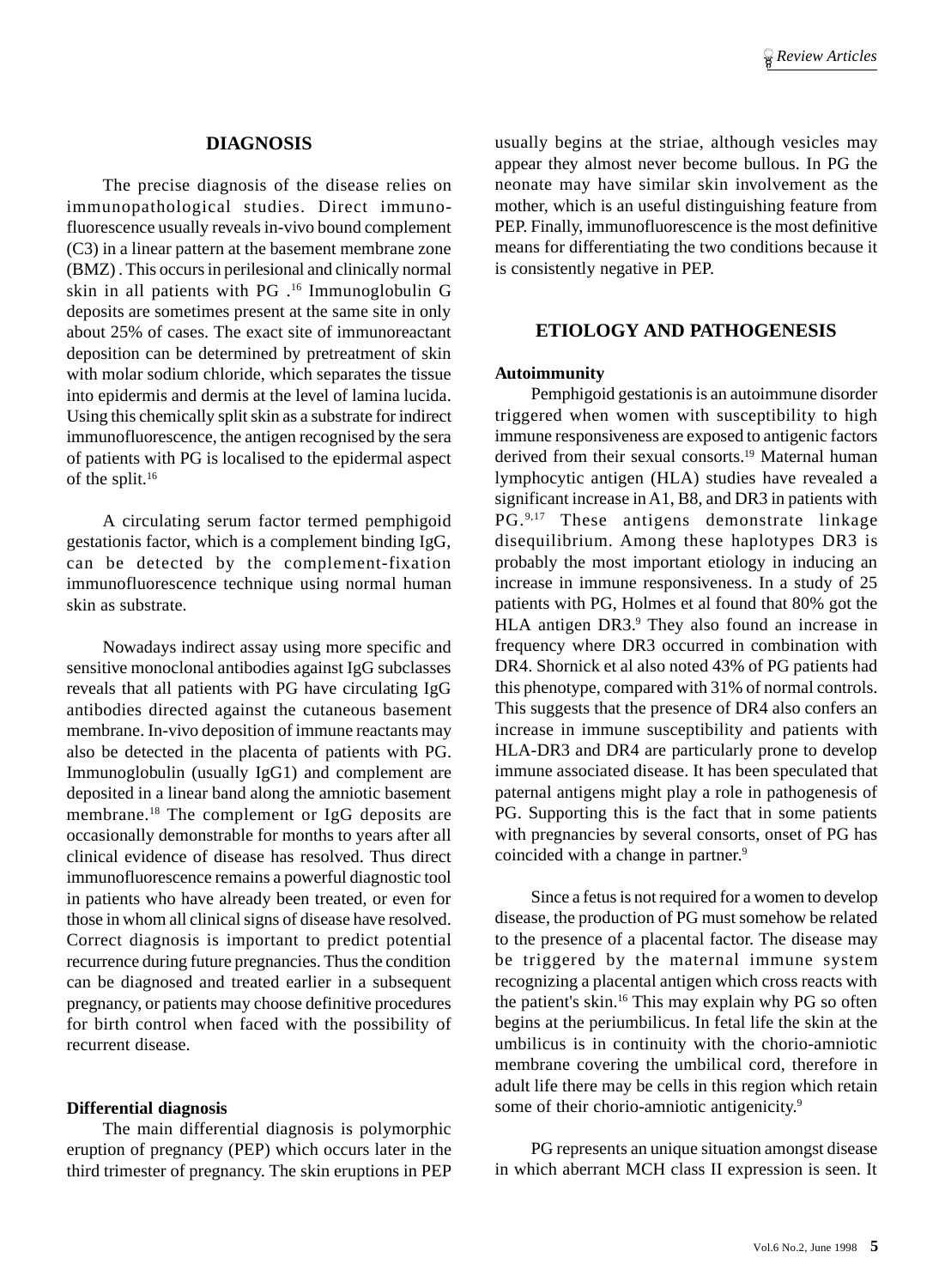## DIAGNOSIS

The precise diagnosis of the disease relies on immunopathological studies. Direct immuno-fluorescence usually reveals in-vivo bound complement (C3) in a linear pattern at the basement membrane zone (BMZ) . This occurs in perilesional and clinically normal skin in all patients with PG .[16] Immunoglobulin G deposits are sometimes present at the same site in only about 25% of cases. The exact site of immunoreactant deposition can be determined by pretreatment of skin with molar sodium chloride, which separates the tissue into epidermis and dermis at the level of lamina lucida. Using this chemically split skin as a substrate for indirect immunofluorescence, the antigen recognised by the sera of patients with PG is localised to the epidermal aspect of the split.[16]

A circulating serum factor termed pemphigoid gestationis factor, which is a complement binding IgG, can be detected by the complement-fixation immunofluorescence technique using normal human skin as substrate.

Nowadays indirect assay using more specific and sensitive monoclonal antibodies against IgG subclasses reveals that all patients with PG have circulating IgG antibodies directed against the cutaneous basement membrane. In-vivo deposition of immune reactants may also be detected in the placenta of patients with PG. Immunoglobulin (usually IgG1) and complement are deposited in a linear band along the amniotic basement membrane.[18] The complement or IgG deposits are occasionally demonstrable for months to years after all clinical evidence of disease has resolved. Thus direct immunofluorescence remains a powerful diagnostic tool in patients who have already been treated, or even for those in whom all clinical signs of disease have resolved. Correct diagnosis is important to predict potential recurrence during future pregnancies. Thus the condition can be diagnosed and treated earlier in a subsequent pregnancy, or patients may choose definitive procedures for birth control when faced with the possibility of recurrent disease.

### Differential diagnosis

The main differential diagnosis is polymorphic eruption of pregnancy (PEP) which occurs later in the third trimester of pregnancy. The skin eruptions in PEP usually begins at the striae, although vesicles may appear they almost never become bullous. In PG the neonate may have similar skin involvement as the mother, which is an useful distinguishing feature from PEP. Finally, immunofluorescence is the most definitive means for differentiating the two conditions because it is consistently negative in PEP.

## ETIOLOGY AND PATHOGENESIS

### Autoimmunity

Pemphigoid gestationis is an autoimmune disorder triggered when women with susceptibility to high immune responsiveness are exposed to antigenic factors derived from their sexual consorts.[19] Maternal human lymphocytic antigen (HLA) studies have revealed a significant increase in A1, B8, and DR3 in patients with PG.[9,17] These antigens demonstrate linkage disequilibrium. Among these haplotypes DR3 is probably the most important etiology in inducing an increase in immune responsiveness. In a study of 25 patients with PG, Holmes et al found that 80% got the HLA antigen DR3.[9] They also found an increase in frequency where DR3 occurred in combination with DR4. Shornick et al also noted 43% of PG patients had this phenotype, compared with 31% of normal controls. This suggests that the presence of DR4 also confers an increase in immune susceptibility and patients with HLA-DR3 and DR4 are particularly prone to develop immune associated disease. It has been speculated that paternal antigens might play a role in pathogenesis of PG. Supporting this is the fact that in some patients with pregnancies by several consorts, onset of PG has coincided with a change in partner.[9]

Since a fetus is not required for a women to develop disease, the production of PG must somehow be related to the presence of a placental factor. The disease may be triggered by the maternal immune system recognizing a placental antigen which cross reacts with the patient's skin.[16] This may explain why PG so often begins at the periumbilicus. In fetal life the skin at the umbilicus is in continuity with the chorio-amniotic membrane covering the umbilical cord, therefore in adult life there may be cells in this region which retain some of their chorio-amniotic antigenicity.[9]

PG represents an unique situation amongst disease in which aberrant MCH class II expression is seen. It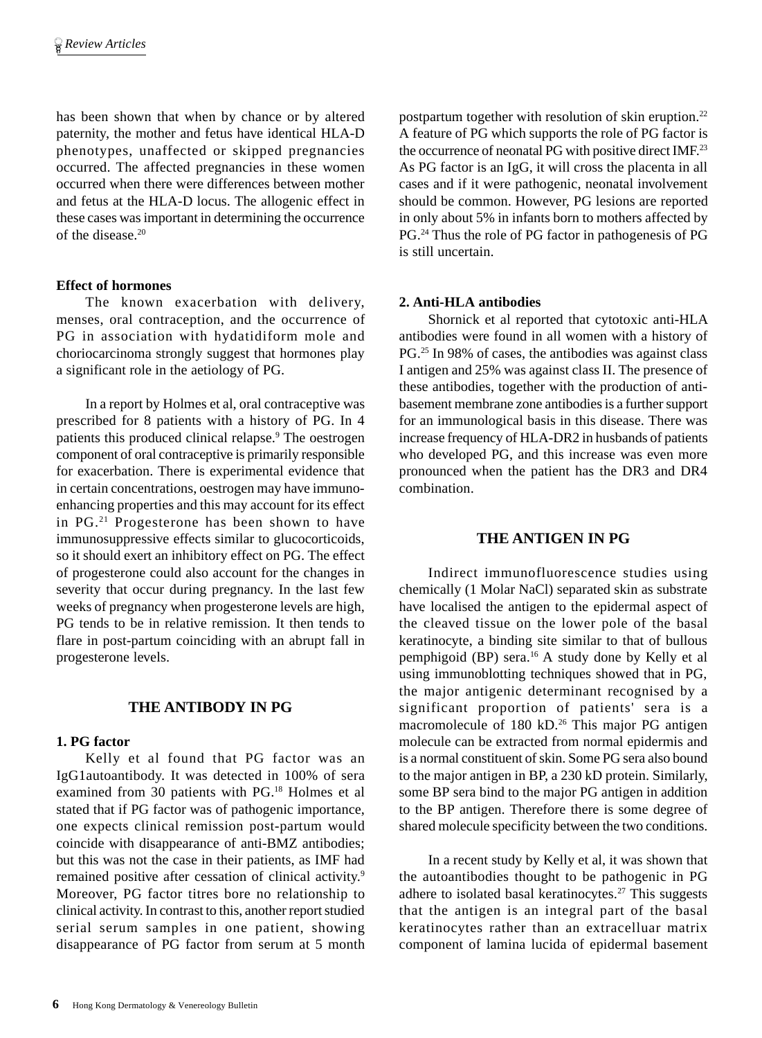has been shown that when by chance or by altered paternity, the mother and fetus have identical HLA-D phenotypes, unaffected or skipped pregnancies occurred. The affected pregnancies in these women occurred when there were differences between mother and fetus at the HLA-D locus. The allogenic effect in these cases was important in determining the occurrence of the disease.[20]

**Effect of hormones**

The known exacerbation with delivery, menses, oral contraception, and the occurrence of PG in association with hydatidiform mole and choriocarcinoma strongly suggest that hormones play a significant role in the aetiology of PG.

In a report by Holmes et al, oral contraceptive was prescribed for 8 patients with a history of PG. In 4 patients this produced clinical relapse.[9] The oestrogen component of oral contraceptive is primarily responsible for exacerbation. There is experimental evidence that in certain concentrations, oestrogen may have immuno-enhancing properties and this may account for its effect in PG.[21] Progesterone has been shown to have immunosuppressive effects similar to glucocorticoids, so it should exert an inhibitory effect on PG. The effect of progesterone could also account for the changes in severity that occur during pregnancy. In the last few weeks of pregnancy when progesterone levels are high, PG tends to be in relative remission. It then tends to flare in post-partum coinciding with an abrupt fall in progesterone levels.

## THE ANTIBODY IN PG

**1. PG factor**

Kelly et al found that PG factor was an IgG1autoantibody. It was detected in 100% of sera examined from 30 patients with PG.[18] Holmes et al stated that if PG factor was of pathogenic importance, one expects clinical remission post-partum would coincide with disappearance of anti-BMZ antibodies; but this was not the case in their patients, as IMF had remained positive after cessation of clinical activity.[9] Moreover, PG factor titres bore no relationship to clinical activity. In contrast to this, another report studied serial serum samples in one patient, showing disappearance of PG factor from serum at 5 month postpartum together with resolution of skin eruption.[22] A feature of PG which supports the role of PG factor is the occurrence of neonatal PG with positive direct IMF.[23] As PG factor is an IgG, it will cross the placenta in all cases and if it were pathogenic, neonatal involvement should be common. However, PG lesions are reported in only about 5% in infants born to mothers affected by PG.[24] Thus the role of PG factor in pathogenesis of PG is still uncertain.

**2. Anti-HLA antibodies**

Shornick et al reported that cytotoxic anti-HLA antibodies were found in all women with a history of PG.[25] In 98% of cases, the antibodies was against class I antigen and 25% was against class II. The presence of these antibodies, together with the production of anti-basement membrane zone antibodies is a further support for an immunological basis in this disease. There was increase frequency of HLA-DR2 in husbands of patients who developed PG, and this increase was even more pronounced when the patient has the DR3 and DR4 combination.

## THE ANTIGEN IN PG

Indirect immunofluorescence studies using chemically (1 Molar NaCl) separated skin as substrate have localised the antigen to the epidermal aspect of the cleaved tissue on the lower pole of the basal keratinocyte, a binding site similar to that of bullous pemphigoid (BP) sera.[16] A study done by Kelly et al using immunoblotting techniques showed that in PG, the major antigenic determinant recognised by a significant proportion of patients' sera is a macromolecule of 180 kD.[26] This major PG antigen molecule can be extracted from normal epidermis and is a normal constituent of skin. Some PG sera also bound to the major antigen in BP, a 230 kD protein. Similarly, some BP sera bind to the major PG antigen in addition to the BP antigen. Therefore there is some degree of shared molecule specificity between the two conditions.

In a recent study by Kelly et al, it was shown that the autoantibodies thought to be pathogenic in PG adhere to isolated basal keratinocytes.[27] This suggests that the antigen is an integral part of the basal keratinocytes rather than an extracelluar matrix component of lamina lucida of epidermal basement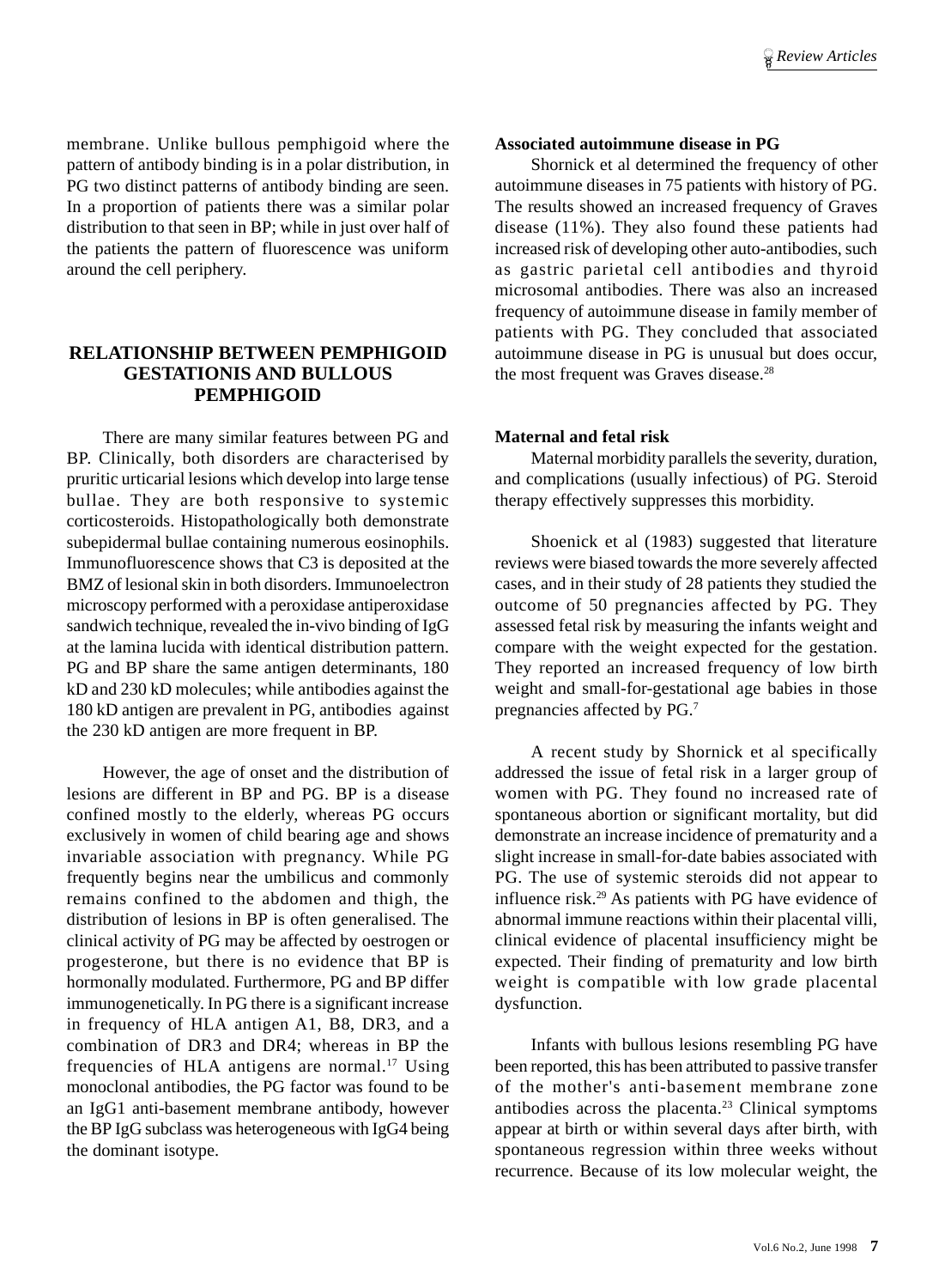membrane. Unlike bullous pemphigoid where the pattern of antibody binding is in a polar distribution, in PG two distinct patterns of antibody binding are seen. In a proportion of patients there was a similar polar distribution to that seen in BP; while in just over half of the patients the pattern of fluorescence was uniform around the cell periphery.

## RELATIONSHIP BETWEEN PEMPHIGOID GESTATIONIS AND BULLOUS PEMPHIGOID

There are many similar features between PG and BP. Clinically, both disorders are characterised by pruritic urticarial lesions which develop into large tense bullae. They are both responsive to systemic corticosteroids. Histopathologically both demonstrate subepidermal bullae containing numerous eosinophils. Immunofluorescence shows that C3 is deposited at the BMZ of lesional skin in both disorders. Immunoelectron microscopy performed with a peroxidase antiperoxidase sandwich technique, revealed the in-vivo binding of IgG at the lamina lucida with identical distribution pattern. PG and BP share the same antigen determinants, 180 kD and 230 kD molecules; while antibodies against the 180 kD antigen are prevalent in PG, antibodies against the 230 kD antigen are more frequent in BP.

However, the age of onset and the distribution of lesions are different in BP and PG. BP is a disease confined mostly to the elderly, whereas PG occurs exclusively in women of child bearing age and shows invariable association with pregnancy. While PG frequently begins near the umbilicus and commonly remains confined to the abdomen and thigh, the distribution of lesions in BP is often generalised. The clinical activity of PG may be affected by oestrogen or progesterone, but there is no evidence that BP is hormonally modulated. Furthermore, PG and BP differ immunogenetically. In PG there is a significant increase in frequency of HLA antigen A1, B8, DR3, and a combination of DR3 and DR4; whereas in BP the frequencies of HLA antigens are normal.[17] Using monoclonal antibodies, the PG factor was found to be an IgG1 anti-basement membrane antibody, however the BP IgG subclass was heterogeneous with IgG4 being the dominant isotype.

### Associated autoimmune disease in PG

Shornick et al determined the frequency of other autoimmune diseases in 75 patients with history of PG. The results showed an increased frequency of Graves disease (11%). They also found these patients had increased risk of developing other auto-antibodies, such as gastric parietal cell antibodies and thyroid microsomal antibodies. There was also an increased frequency of autoimmune disease in family member of patients with PG. They concluded that associated autoimmune disease in PG is unusual but does occur, the most frequent was Graves disease.[28]

### Maternal and fetal risk

Maternal morbidity parallels the severity, duration, and complications (usually infectious) of PG. Steroid therapy effectively suppresses this morbidity.

Shoenick et al (1983) suggested that literature reviews were biased towards the more severely affected cases, and in their study of 28 patients they studied the outcome of 50 pregnancies affected by PG. They assessed fetal risk by measuring the infants weight and compare with the weight expected for the gestation. They reported an increased frequency of low birth weight and small-for-gestational age babies in those pregnancies affected by PG.[7]

A recent study by Shornick et al specifically addressed the issue of fetal risk in a larger group of women with PG. They found no increased rate of spontaneous abortion or significant mortality, but did demonstrate an increase incidence of prematurity and a slight increase in small-for-date babies associated with PG. The use of systemic steroids did not appear to influence risk.[29] As patients with PG have evidence of abnormal immune reactions within their placental villi, clinical evidence of placental insufficiency might be expected. Their finding of prematurity and low birth weight is compatible with low grade placental dysfunction.

Infants with bullous lesions resembling PG have been reported, this has been attributed to passive transfer of the mother's anti-basement membrane zone antibodies across the placenta.[23] Clinical symptoms appear at birth or within several days after birth, with spontaneous regression within three weeks without recurrence. Because of its low molecular weight, the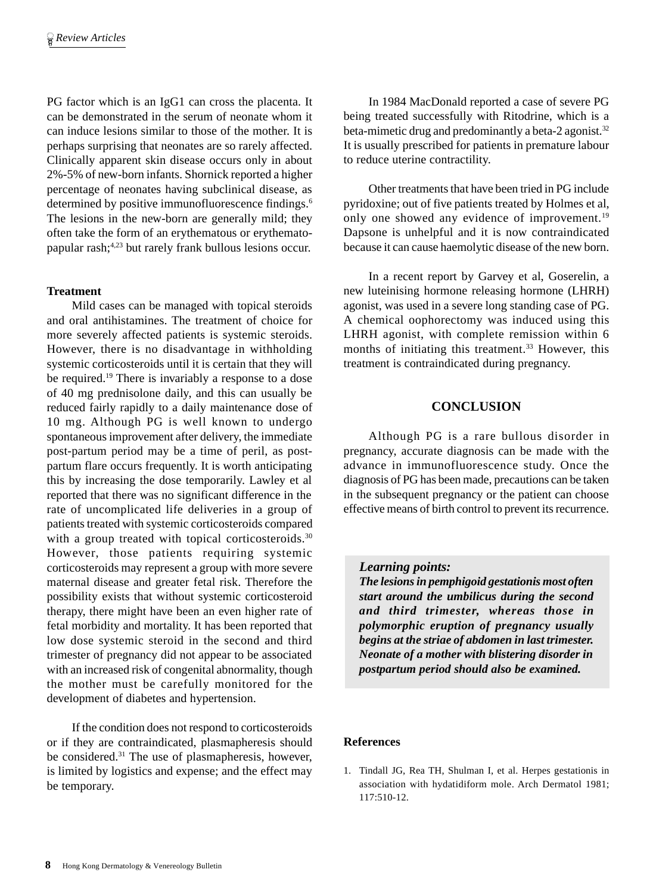PG factor which is an IgG1 can cross the placenta. It can be demonstrated in the serum of neonate whom it can induce lesions similar to those of the mother. It is perhaps surprising that neonates are so rarely affected. Clinically apparent skin disease occurs only in about 2%-5% of new-born infants. Shornick reported a higher percentage of neonates having subclinical disease, as determined by positive immunofluorescence findings.[6] The lesions in the new-born are generally mild; they often take the form of an erythematous or erythemato-papular rash;[4,23] but rarely frank bullous lesions occur.

**Treatment**

Mild cases can be managed with topical steroids and oral antihistamines. The treatment of choice for more severely affected patients is systemic steroids. However, there is no disadvantage in withholding systemic corticosteroids until it is certain that they will be required.[19] There is invariably a response to a dose of 40 mg prednisolone daily, and this can usually be reduced fairly rapidly to a daily maintenance dose of 10 mg. Although PG is well known to undergo spontaneous improvement after delivery, the immediate post-partum period may be a time of peril, as post-partum flare occurs frequently. It is worth anticipating this by increasing the dose temporarily. Lawley et al reported that there was no significant difference in the rate of uncomplicated life deliveries in a group of patients treated with systemic corticosteroids compared with a group treated with topical corticosteroids.[30] However, those patients requiring systemic corticosteroids may represent a group with more severe maternal disease and greater fetal risk. Therefore the possibility exists that without systemic corticosteroid therapy, there might have been an even higher rate of fetal morbidity and mortality. It has been reported that low dose systemic steroid in the second and third trimester of pregnancy did not appear to be associated with an increased risk of congenital abnormality, though the mother must be carefully monitored for the development of diabetes and hypertension.

If the condition does not respond to corticosteroids or if they are contraindicated, plasmapheresis should be considered.[31] The use of plasmapheresis, however, is limited by logistics and expense; and the effect may be temporary.

In 1984 MacDonald reported a case of severe PG being treated successfully with Ritodrine, which is a beta-mimetic drug and predominantly a beta-2 agonist.[32] It is usually prescribed for patients in premature labour to reduce uterine contractility.

Other treatments that have been tried in PG include pyridoxine; out of five patients treated by Holmes et al, only one showed any evidence of improvement.[19] Dapsone is unhelpful and it is now contraindicated because it can cause haemolytic disease of the new born.

In a recent report by Garvey et al, Goserelin, a new luteinising hormone releasing hormone (LHRH) agonist, was used in a severe long standing case of PG. A chemical oophorectomy was induced using this LHRH agonist, with complete remission within 6 months of initiating this treatment.[33] However, this treatment is contraindicated during pregnancy.

## CONCLUSION

Although PG is a rare bullous disorder in pregnancy, accurate diagnosis can be made with the advance in immunofluorescence study. Once the diagnosis of PG has been made, precautions can be taken in the subsequent pregnancy or the patient can choose effective means of birth control to prevent its recurrence.

> ***Learning points:***
> ***The lesions in pemphigoid gestationis most often start around the umbilicus during the second and third trimester, whereas those in polymorphic eruption of pregnancy usually begins at the striae of abdomen in last trimester. Neonate of a mother with blistering disorder in postpartum period should also be examined.***

**References**

1. Tindall JG, Rea TH, Shulman I, et al. Herpes gestationis in association with hydatidiform mole. Arch Dermatol 1981; 117:510-12.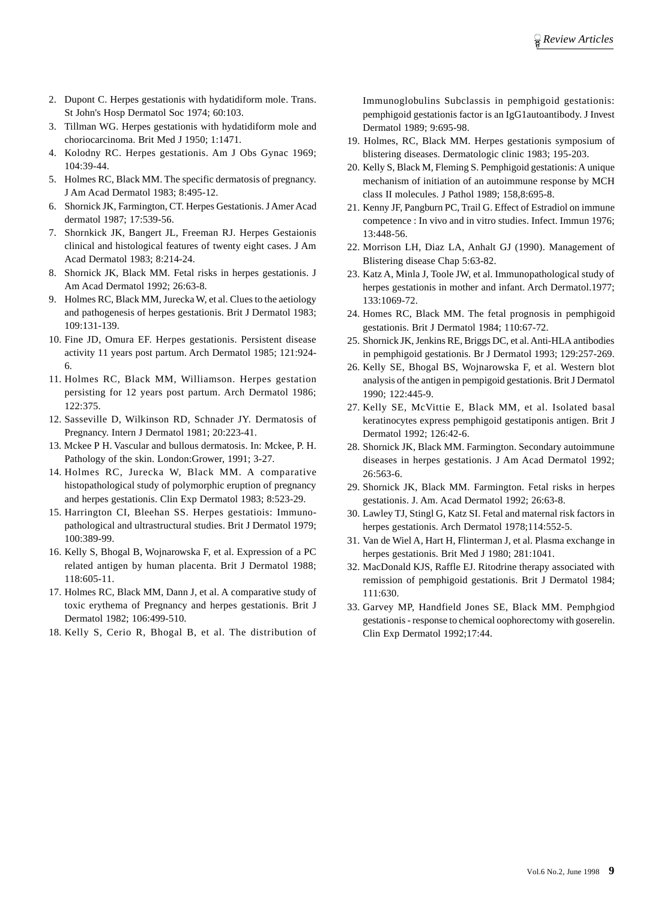2. Dupont C. Herpes gestationis with hydatidiform mole. Trans. St John's Hosp Dermatol Soc 1974; 60:103.
3. Tillman WG. Herpes gestationis with hydatidiform mole and choriocarcinoma. Brit Med J 1950; 1:1471.
4. Kolodny RC. Herpes gestationis. Am J Obs Gynac 1969; 104:39-44.
5. Holmes RC, Black MM. The specific dermatosis of pregnancy. J Am Acad Dermatol 1983; 8:495-12.
6. Shornick JK, Farmington, CT. Herpes Gestationis. J Amer Acad dermatol 1987; 17:539-56.
7. Shornkick JK, Bangert JL, Freeman RJ. Herpes Gestaionis clinical and histological features of twenty eight cases. J Am Acad Dermatol 1983; 8:214-24.
8. Shornick JK, Black MM. Fetal risks in herpes gestationis. J Am Acad Dermatol 1992; 26:63-8.
9. Holmes RC, Black MM, Jurecka W, et al. Clues to the aetiology and pathogenesis of herpes gestationis. Brit J Dermatol 1983; 109:131-139.
10. Fine JD, Omura EF. Herpes gestationis. Persistent disease activity 11 years post partum. Arch Dermatol 1985; 121:924-6.
11. Holmes RC, Black MM, Williamson. Herpes gestation persisting for 12 years post partum. Arch Dermatol 1986; 122:375.
12. Sasseville D, Wilkinson RD, Schnader JY. Dermatosis of Pregnancy. Intern J Dermatol 1981; 20:223-41.
13. Mckee P H. Vascular and bullous dermatosis. In: Mckee, P. H. Pathology of the skin. London:Grower, 1991; 3-27.
14. Holmes RC, Jurecka W, Black MM. A comparative histopathological study of polymorphic eruption of pregnancy and herpes gestationis. Clin Exp Dermatol 1983; 8:523-29.
15. Harrington CI, Bleehan SS. Herpes gestatiois: Immuno-pathological and ultrastructural studies. Brit J Dermatol 1979; 100:389-99.
16. Kelly S, Bhogal B, Wojnarowska F, et al. Expression of a PC related antigen by human placenta. Brit J Dermatol 1988; 118:605-11.
17. Holmes RC, Black MM, Dann J, et al. A comparative study of toxic erythema of Pregnancy and herpes gestationis. Brit J Dermatol 1982; 106:499-510.
18. Kelly S, Cerio R, Bhogal B, et al. The distribution of Immunoglobulins Subclassis in pemphigoid gestationis: pemphigoid gestationis factor is an IgG1autoantibody. J Invest Dermatol 1989; 9:695-98.
19. Holmes, RC, Black MM. Herpes gestationis symposium of blistering diseases. Dermatologic clinic 1983; 195-203.
20. Kelly S, Black M, Fleming S. Pemphigoid gestationis: A unique mechanism of initiation of an autoimmune response by MCH class II molecules. J Pathol 1989; 158,8:695-8.
21. Kenny JF, Pangburn PC, Trail G. Effect of Estradiol on immune competence : In vivo and in vitro studies. Infect. Immun 1976; 13:448-56.
22. Morrison LH, Diaz LA, Anhalt GJ (1990). Management of Blistering disease Chap 5:63-82.
23. Katz A, Minla J, Toole JW, et al. Immunopathological study of herpes gestationis in mother and infant. Arch Dermatol.1977; 133:1069-72.
24. Homes RC, Black MM. The fetal prognosis in pemphigoid gestationis. Brit J Dermatol 1984; 110:67-72.
25. Shornick JK, Jenkins RE, Briggs DC, et al. Anti-HLA antibodies in pemphigoid gestationis. Br J Dermatol 1993; 129:257-269.
26. Kelly SE, Bhogal BS, Wojnarowska F, et al. Western blot analysis of the antigen in pempigoid gestationis. Brit J Dermatol 1990; 122:445-9.
27. Kelly SE, McVittie E, Black MM, et al. Isolated basal keratinocytes express pemphigoid gestatiponis antigen. Brit J Dermatol 1992; 126:42-6.
28. Shornick JK, Black MM. Farmington. Secondary autoimmune diseases in herpes gestationis. J Am Acad Dermatol 1992; 26:563-6.
29. Shornick JK, Black MM. Farmington. Fetal risks in herpes gestationis. J. Am. Acad Dermatol 1992; 26:63-8.
30. Lawley TJ, Stingl G, Katz SI. Fetal and maternal risk factors in herpes gestationis. Arch Dermatol 1978;114:552-5.
31. Van de Wiel A, Hart H, Flinterman J, et al. Plasma exchange in herpes gestationis. Brit Med J 1980; 281:1041.
32. MacDonald KJS, Raffle EJ. Ritodrine therapy associated with remission of pemphigoid gestationis. Brit J Dermatol 1984; 111:630.
33. Garvey MP, Handfield Jones SE, Black MM. Pemphgiod gestationis - response to chemical oophorectomy with goserelin. Clin Exp Dermatol 1992;17:44.